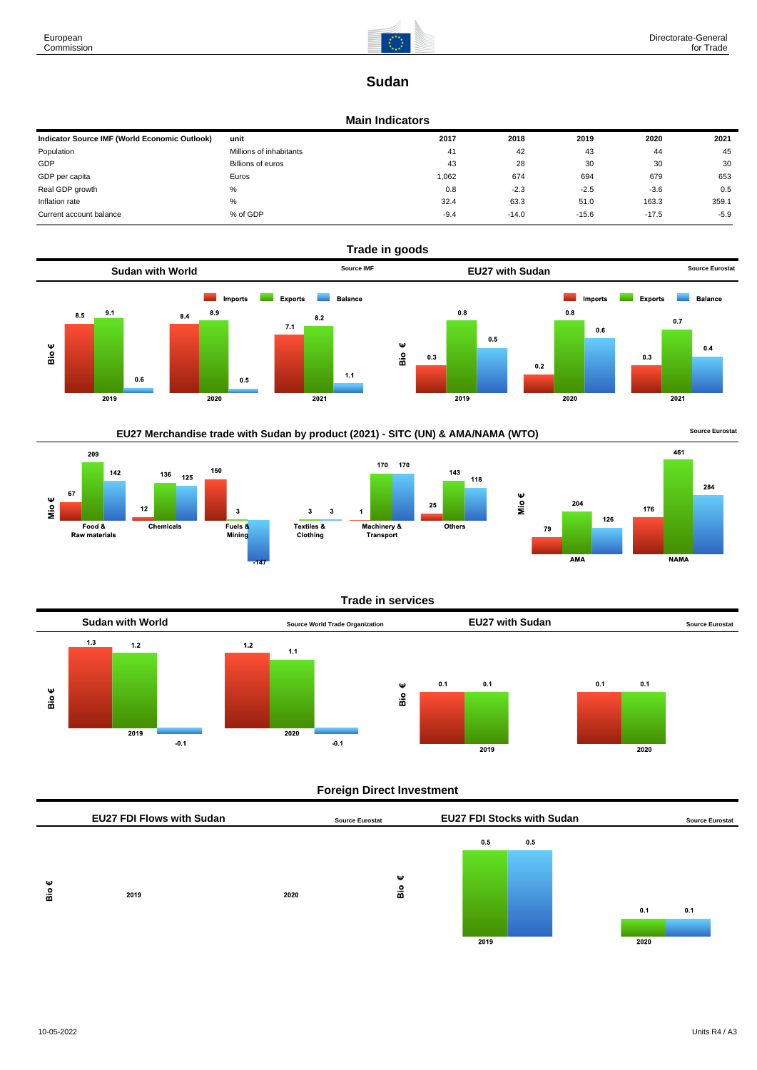# Sudan

## Main Indicators

| Indicator Source IMF (World Economic Outlook) | unit | 2017 | 2018 | 2019 | 2020 | 2021 |
|---|---|---|---|---|---|---|
| Population | Millions of inhabitants | 41 | 42 | 43 | 44 | 45 |
| GDP | Billions of euros | 43 | 28 | 30 | 30 | 30 |
| GDP per capita | Euros | 1,062 | 674 | 694 | 679 | 653 |
| Real GDP growth | % | 0.8 | -2.3 | -2.5 | -3.6 | 0.5 |
| Inflation rate | % | 32.4 | 63.3 | 51.0 | 163.3 | 359.1 |
| Current account balance | % of GDP | -9.4 | -14.0 | -15.6 | -17.5 | -5.9 |

## Trade in goods

### Sudan with World

Source IMF

Bio €

| | Imports | Exports | Balance |
|---|---|---|---|
| 2019 | 8.5 | 9.1 | 0.6 |
| 2020 | 8.4 | 8.9 | 0.5 |
| 2021 | 7.1 | 8.2 | 1.1 |

### EU27 with Sudan

Source Eurostat

Bio €

| | Imports | Exports | Balance |
|---|---|---|---|
| 2019 | 0.3 | 0.8 | 0.5 |
| 2020 | 0.2 | 0.8 | 0.6 |
| 2021 | 0.3 | 0.7 | 0.4 |

### EU27 Merchandise trade with Sudan by product (2021) - SITC (UN) & AMA/NAMA (WTO)

Source Eurostat

Mio €

| | Imports | Exports | Balance |
|---|---|---|---|
| Food & Raw materials | 67 | 209 | 142 |
| Chemicals | 12 | 136 | 125 |
| Fuels & Mining | 150 | 3 | -147 |
| Textiles & Clothing | | 3 | 3 |
| Machinery & Transport | 1 | 170 | 170 |
| Others | 25 | 143 | 118 |

Mio €

| | Imports | Exports | Balance |
|---|---|---|---|
| AMA | 79 | 204 | 126 |
| NAMA | 176 | 461 | 284 |

## Trade in services

### Sudan with World

Source World Trade Organization

Bio €

| | Imports | Exports | Balance |
|---|---|---|---|
| 2019 | 1.3 | 1.2 | -0.1 |
| 2020 | 1.2 | 1.1 | -0.1 |

### EU27 with Sudan

Source Eurostat

Bio €

| | Imports | Exports |
|---|---|---|
| 2019 | 0.1 | 0.1 |
| 2020 | 0.1 | 0.1 |

## Foreign Direct Investment

### EU27 FDI Flows with Sudan

Source Eurostat

Bio €

2019 2020

### EU27 FDI Stocks with Sudan

Source Eurostat

Bio €

| | | |
|---|---|---|
| 2019 | 0.5 | 0.5 |
| 2020 | 0.1 | 0.1 |

10-05-2022

Units R4 / A3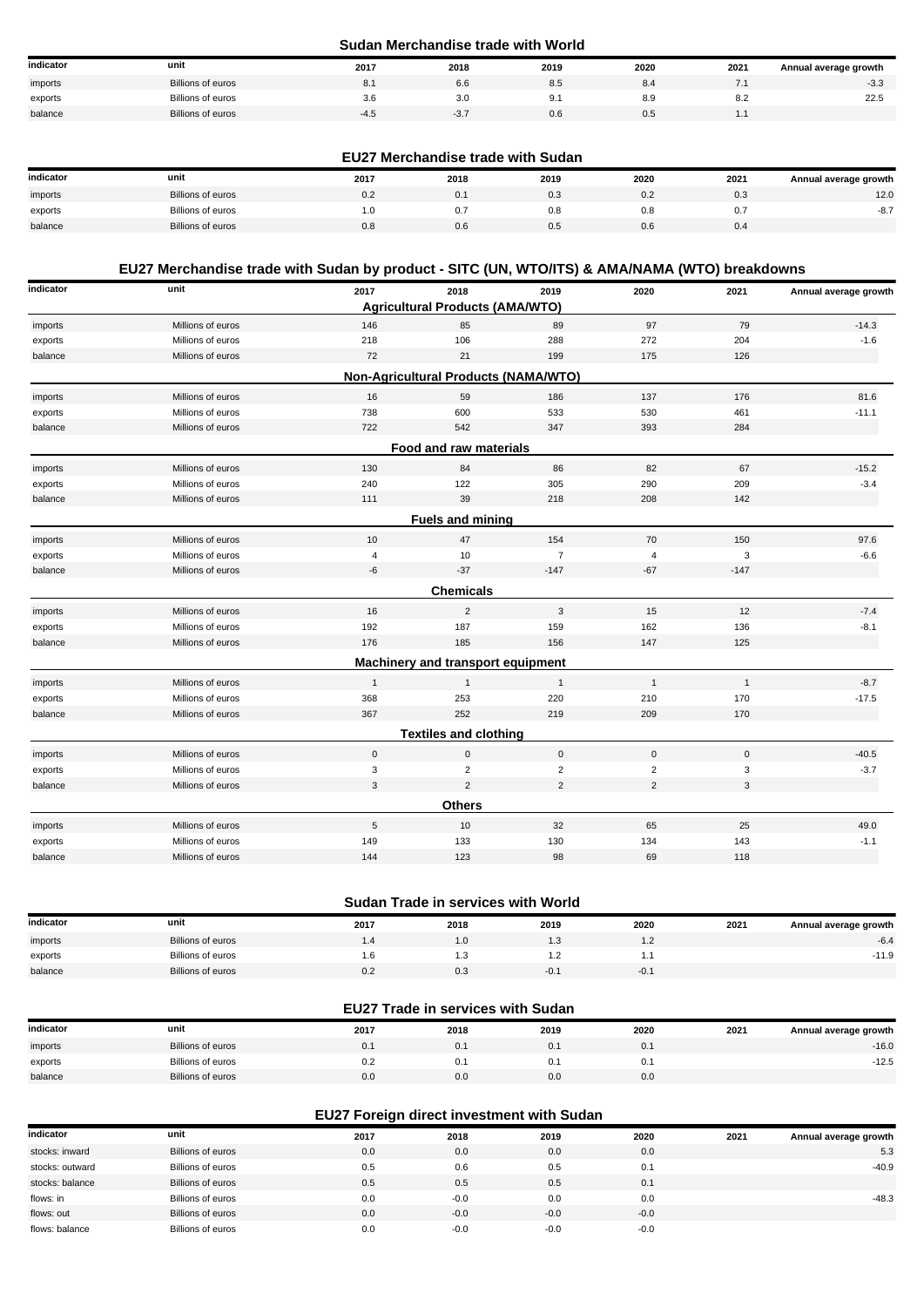## Sudan Merchandise trade with World

| indicator | unit | 2017 | 2018 | 2019 | 2020 | 2021 | Annual average growth |
|---|---|---|---|---|---|---|---|
| imports | Billions of euros | 8.1 | 6.6 | 8.5 | 8.4 | 7.1 | -3.3 |
| exports | Billions of euros | 3.6 | 3.0 | 9.1 | 8.9 | 8.2 | 22.5 |
| balance | Billions of euros | -4.5 | -3.7 | 0.6 | 0.5 | 1.1 | |

## EU27 Merchandise trade with Sudan

| indicator | unit | 2017 | 2018 | 2019 | 2020 | 2021 | Annual average growth |
|---|---|---|---|---|---|---|---|
| imports | Billions of euros | 0.2 | 0.1 | 0.3 | 0.2 | 0.3 | 12.0 |
| exports | Billions of euros | 1.0 | 0.7 | 0.8 | 0.8 | 0.7 | -8.7 |
| balance | Billions of euros | 0.8 | 0.6 | 0.5 | 0.6 | 0.4 | |

## EU27 Merchandise trade with Sudan by product - SITC (UN, WTO/ITS) & AMA/NAMA (WTO) breakdowns

| indicator | unit | 2017 | 2018 | 2019 | 2020 | 2021 | Annual average growth |
|---|---|---|---|---|---|---|---|
| | | | **Agricultural Products (AMA/WTO)** | | | | |
| imports | Millions of euros | 146 | 85 | 89 | 97 | 79 | -14.3 |
| exports | Millions of euros | 218 | 106 | 288 | 272 | 204 | -1.6 |
| balance | Millions of euros | 72 | 21 | 199 | 175 | 126 | |
| | | | **Non-Agricultural Products (NAMA/WTO)** | | | | |
| imports | Millions of euros | 16 | 59 | 186 | 137 | 176 | 81.6 |
| exports | Millions of euros | 738 | 600 | 533 | 530 | 461 | -11.1 |
| balance | Millions of euros | 722 | 542 | 347 | 393 | 284 | |
| | | | **Food and raw materials** | | | | |
| imports | Millions of euros | 130 | 84 | 86 | 82 | 67 | -15.2 |
| exports | Millions of euros | 240 | 122 | 305 | 290 | 209 | -3.4 |
| balance | Millions of euros | 111 | 39 | 218 | 208 | 142 | |
| | | | **Fuels and mining** | | | | |
| imports | Millions of euros | 10 | 47 | 154 | 70 | 150 | 97.6 |
| exports | Millions of euros | 4 | 10 | 7 | 4 | 3 | -6.6 |
| balance | Millions of euros | -6 | -37 | -147 | -67 | -147 | |
| | | | **Chemicals** | | | | |
| imports | Millions of euros | 16 | 2 | 3 | 15 | 12 | -7.4 |
| exports | Millions of euros | 192 | 187 | 159 | 162 | 136 | -8.1 |
| balance | Millions of euros | 176 | 185 | 156 | 147 | 125 | |
| | | | **Machinery and transport equipment** | | | | |
| imports | Millions of euros | 1 | 1 | 1 | 1 | 1 | -8.7 |
| exports | Millions of euros | 368 | 253 | 220 | 210 | 170 | -17.5 |
| balance | Millions of euros | 367 | 252 | 219 | 209 | 170 | |
| | | | **Textiles and clothing** | | | | |
| imports | Millions of euros | 0 | 0 | 0 | 0 | 0 | -40.5 |
| exports | Millions of euros | 3 | 2 | 2 | 2 | 3 | -3.7 |
| balance | Millions of euros | 3 | 2 | 2 | 2 | 3 | |
| | | | **Others** | | | | |
| imports | Millions of euros | 5 | 10 | 32 | 65 | 25 | 49.0 |
| exports | Millions of euros | 149 | 133 | 130 | 134 | 143 | -1.1 |
| balance | Millions of euros | 144 | 123 | 98 | 69 | 118 | |

## Sudan Trade in services with World

| indicator | unit | 2017 | 2018 | 2019 | 2020 | 2021 | Annual average growth |
|---|---|---|---|---|---|---|---|
| imports | Billions of euros | 1.4 | 1.0 | 1.3 | 1.2 | | -6.4 |
| exports | Billions of euros | 1.6 | 1.3 | 1.2 | 1.1 | | -11.9 |
| balance | Billions of euros | 0.2 | 0.3 | -0.1 | -0.1 | | |

## EU27 Trade in services with Sudan

| indicator | unit | 2017 | 2018 | 2019 | 2020 | 2021 | Annual average growth |
|---|---|---|---|---|---|---|---|
| imports | Billions of euros | 0.1 | 0.1 | 0.1 | 0.1 | | -16.0 |
| exports | Billions of euros | 0.2 | 0.1 | 0.1 | 0.1 | | -12.5 |
| balance | Billions of euros | 0.0 | 0.0 | 0.0 | 0.0 | | |

## EU27 Foreign direct investment with Sudan

| indicator | unit | 2017 | 2018 | 2019 | 2020 | 2021 | Annual average growth |
|---|---|---|---|---|---|---|---|
| stocks: inward | Billions of euros | 0.0 | 0.0 | 0.0 | 0.0 | | 5.3 |
| stocks: outward | Billions of euros | 0.5 | 0.6 | 0.5 | 0.1 | | -40.9 |
| stocks: balance | Billions of euros | 0.5 | 0.5 | 0.5 | 0.1 | | |
| flows: in | Billions of euros | 0.0 | -0.0 | 0.0 | 0.0 | | -48.3 |
| flows: out | Billions of euros | 0.0 | -0.0 | -0.0 | -0.0 | | |
| flows: balance | Billions of euros | 0.0 | -0.0 | -0.0 | -0.0 | | |